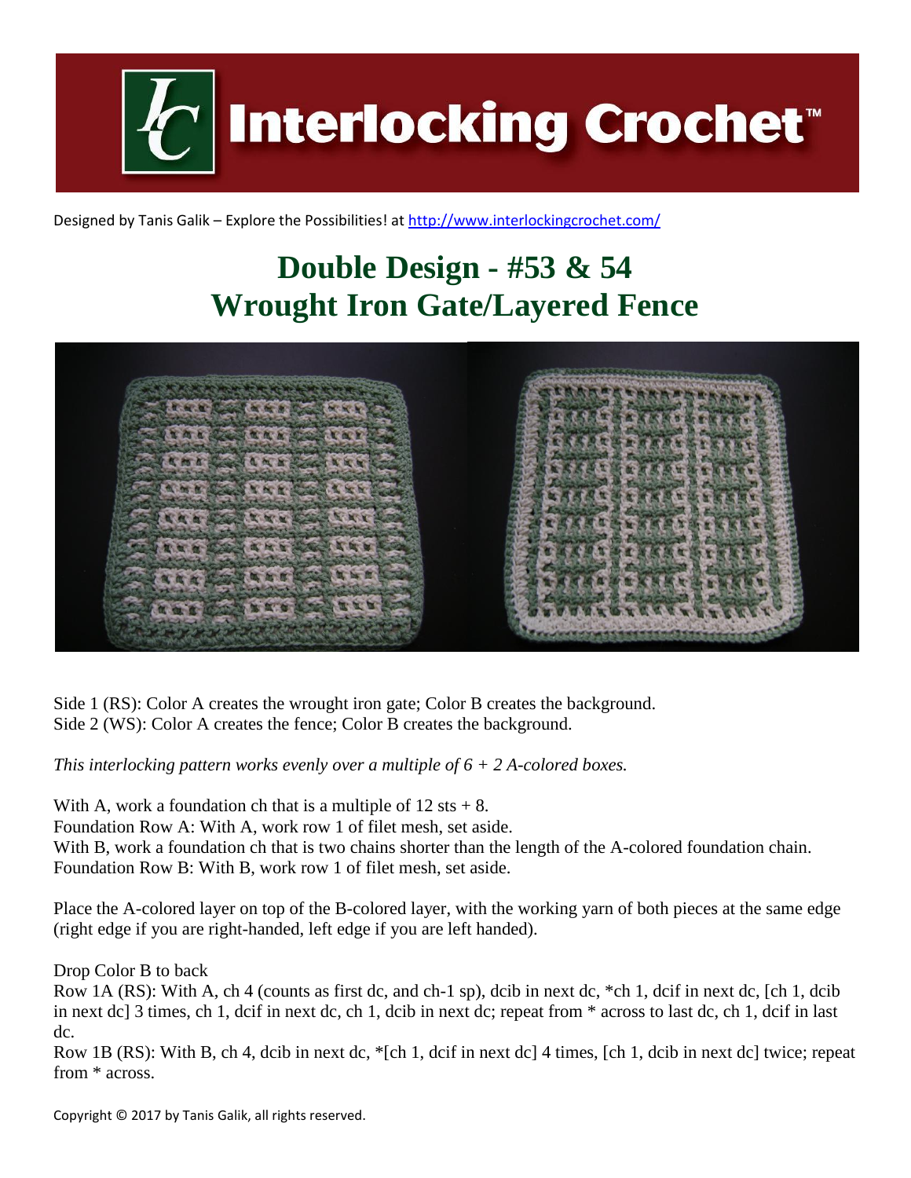# Interlocking Crochet™

Designed by Tanis Galik – Explore the Possibilities! at http://www.interlockingcrochet.com/

## Double Design - #53 & 54
## Wrought Iron Gate/Layered Fence

Side 1 (RS): Color A creates the wrought iron gate; Color B creates the background.
Side 2 (WS): Color A creates the fence; Color B creates the background.

*This interlocking pattern works evenly over a multiple of 6 + 2 A-colored boxes.*

With A, work a foundation ch that is a multiple of 12 sts + 8.
Foundation Row A: With A, work row 1 of filet mesh, set aside.
With B, work a foundation ch that is two chains shorter than the length of the A-colored foundation chain.
Foundation Row B: With B, work row 1 of filet mesh, set aside.

Place the A-colored layer on top of the B-colored layer, with the working yarn of both pieces at the same edge (right edge if you are right-handed, left edge if you are left handed).

Drop Color B to back
Row 1A (RS): With A, ch 4 (counts as first dc, and ch-1 sp), dcib in next dc, *ch 1, dcif in next dc, [ch 1, dcib in next dc] 3 times, ch 1, dcif in next dc, ch 1, dcib in next dc; repeat from * across to last dc, ch 1, dcif in last dc.
Row 1B (RS): With B, ch 4, dcib in next dc, *[ch 1, dcif in next dc] 4 times, [ch 1, dcib in next dc] twice; repeat from * across.

Copyright © 2017 by Tanis Galik, all rights reserved.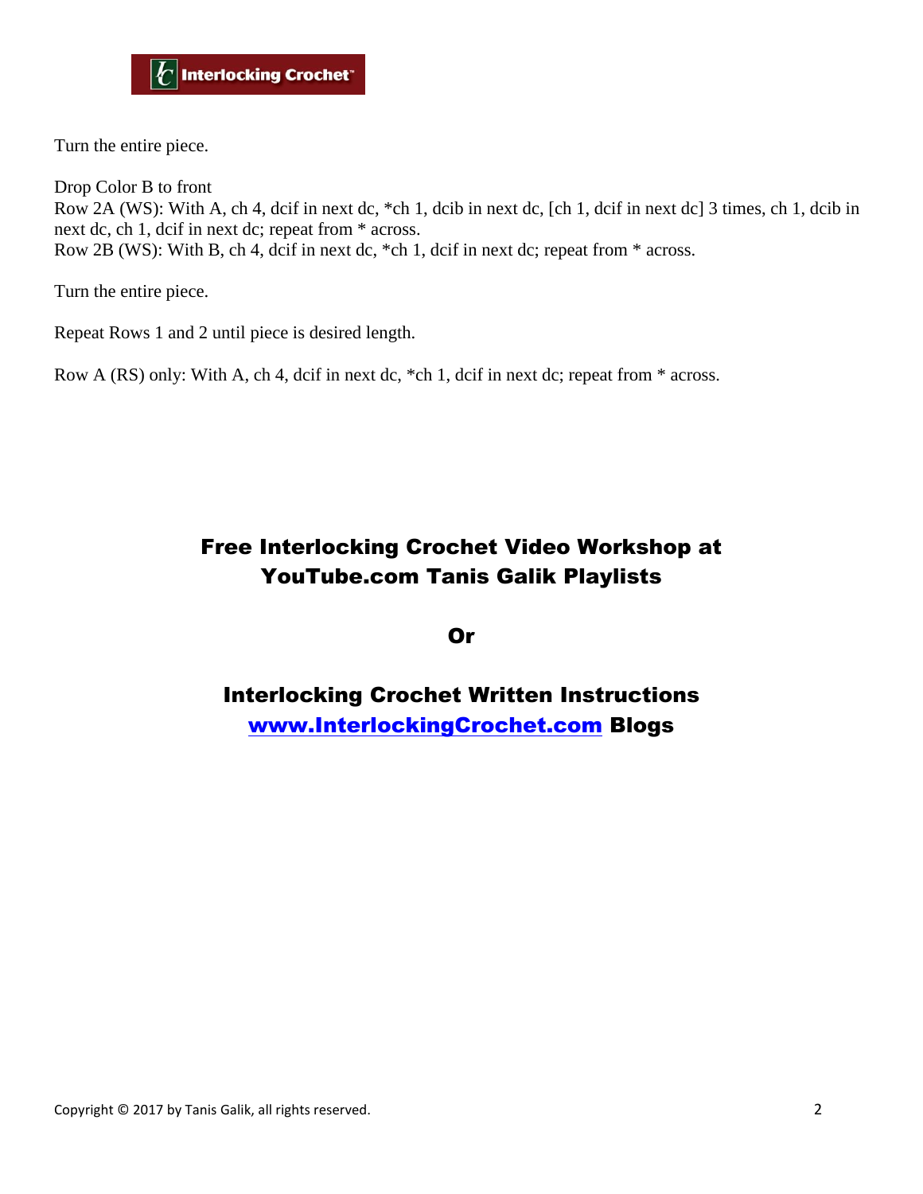Turn the entire piece.

Drop Color B to front

Row 2A (WS): With A, ch 4, dcif in next dc, *ch 1, dcib in next dc, [ch 1, dcif in next dc] 3 times, ch 1, dcib in next dc, ch 1, dcif in next dc; repeat from * across.

Row 2B (WS): With B, ch 4, dcif in next dc, *ch 1, dcif in next dc; repeat from * across.

Turn the entire piece.

Repeat Rows 1 and 2 until piece is desired length.

Row A (RS) only: With A, ch 4, dcif in next dc, *ch 1, dcif in next dc; repeat from * across.

**Free Interlocking Crochet Video Workshop at YouTube.com Tanis Galik Playlists**

**Or**

**Interlocking Crochet Written Instructions [www.InterlockingCrochet.com](http://www.InterlockingCrochet.com) Blogs**

Copyright © 2017 by Tanis Galik, all rights reserved.